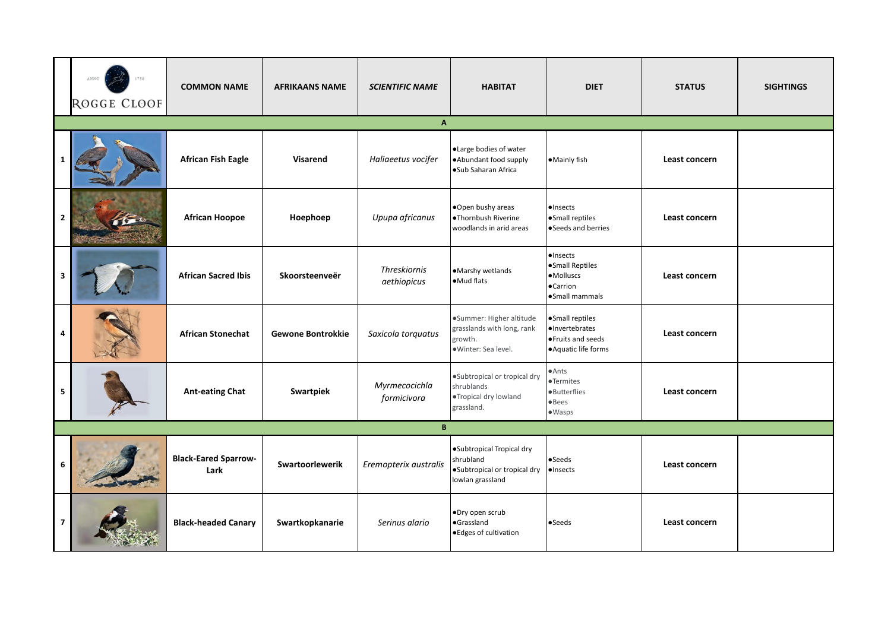| | ANNO 1756 ROGGE CLOOF | COMMON NAME | AFRIKAANS NAME | *SCIENTIFIC NAME* | HABITAT | DIET | STATUS | SIGHTINGS |
|---|---|---|---|---|---|---|---|---|
| | | | | **A** | | | | |
| 1 | | **African Fish Eagle** | **Visarend** | *Haliaeetus vocifer* | •Large bodies of water •Abundant food supply •Sub Saharan Africa | •Mainly fish | **Least concern** | |
| 2 | | **African Hoopoe** | **Hoephoep** | *Upupa africanus* | •Open bushy areas •Thornbush Riverine woodlands in arid areas | •Insects •Small reptiles •Seeds and berries | **Least concern** | |
| 3 | | **African Sacred Ibis** | **Skoorsteenveër** | *Threskiornis aethiopicus* | •Marshy wetlands •Mud flats | •Insects •Small Reptiles •Molluscs •Carrion •Small mammals | **Least concern** | |
| 4 | | **African Stonechat** | **Gewone Bontrokkie** | *Saxicola torquatus* | •Summer: Higher altitude grasslands with long, rank growth. •Winter: Sea level. | •Small reptiles •Invertebrates •Fruits and seeds •Aquatic life forms | **Least concern** | |
| 5 | | **Ant-eating Chat** | **Swartpiek** | *Myrmecocichla formicivora* | •Subtropical or tropical dry shrublands •Tropical dry lowland grassland. | •Ants •Termites •Butterflies •Bees •Wasps | **Least concern** | |
| | | | | **B** | | | | |
| 6 | | **Black-Eared Sparrow-Lark** | **Swartoorlewerik** | *Eremopterix australis* | •Subtropical Tropical dry shrubland •Subtropical or tropical dry lowlan grassland | •Seeds •Insects | **Least concern** | |
| 7 | | **Black-headed Canary** | **Swartkopkanarie** | *Serinus alario* | •Dry open scrub •Grassland •Edges of cultivation | •Seeds | **Least concern** | |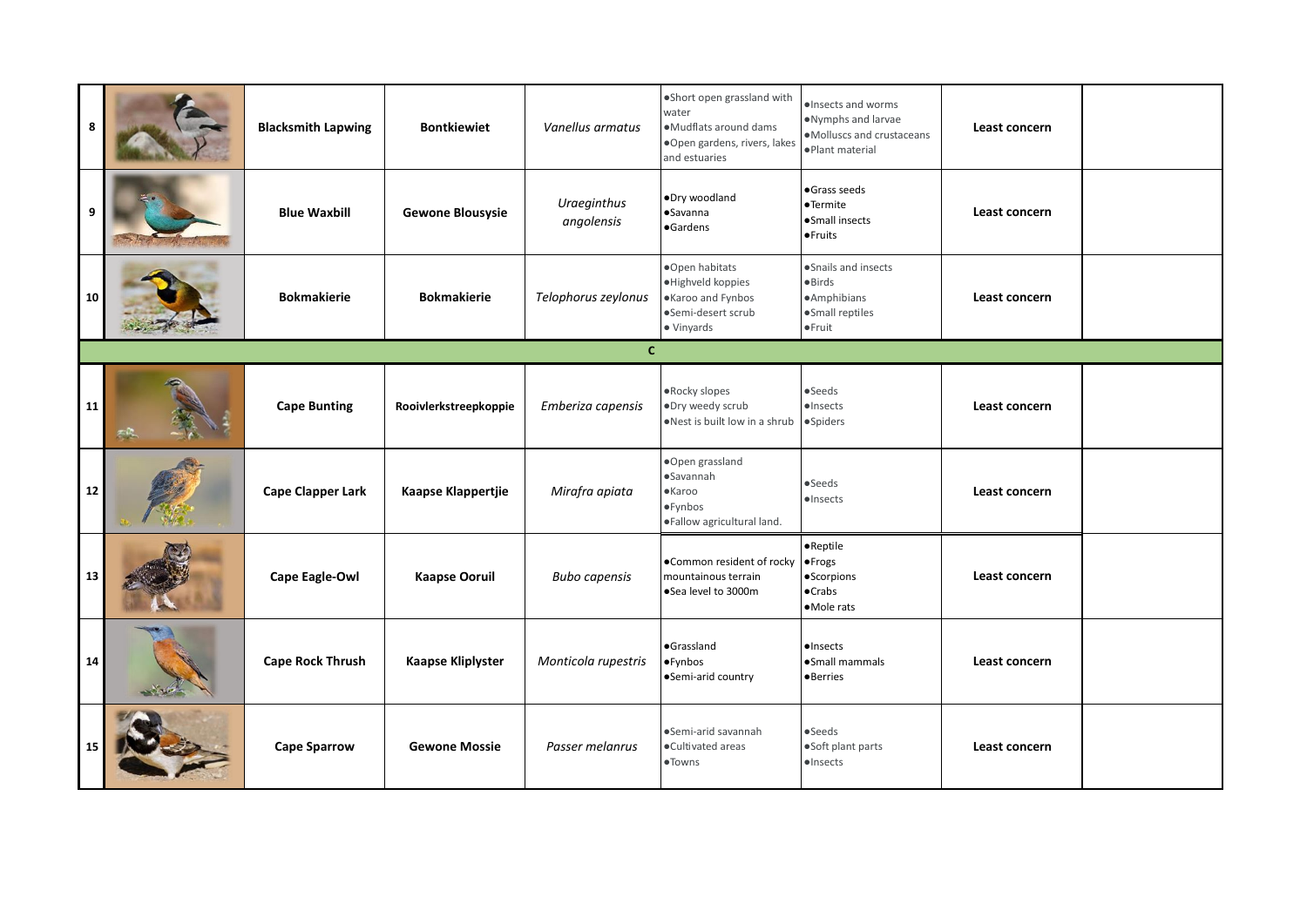| 8 | | **Blacksmith Lapwing** | **Bontkiewiet** | *Vanellus armatus* | •Short open grassland with water<br>•Mudflats around dams<br>•Open gardens, rivers, lakes and estuaries | •Insects and worms<br>•Nymphs and larvae<br>•Molluscs and crustaceans<br>•Plant material | **Least concern** | |
|---|---|---|---|---|---|---|---|---|
| 9 | | **Blue Waxbill** | **Gewone Blousysie** | *Uraeginthus angolensis* | •Dry woodland<br>•Savanna<br>•Gardens | •Grass seeds<br>•Termite<br>•Small insects<br>•Fruits | **Least concern** | |
| 10 | | **Bokmakierie** | **Bokmakierie** | *Telophorus zeylonus* | •Open habitats<br>•Highveld koppies<br>•Karoo and Fynbos<br>•Semi-desert scrub<br>• Vinyards | •Snails and insects<br>•Birds<br>•Amphibians<br>•Small reptiles<br>•Fruit | **Least concern** | |
| | | | | **C** | | | | |
| 11 | | **Cape Bunting** | **Rooivlerkstreepkoppie** | *Emberiza capensis* | •Rocky slopes<br>•Dry weedy scrub<br>•Nest is built low in a shrub | •Seeds<br>•Insects<br>•Spiders | **Least concern** | |
| 12 | | **Cape Clapper Lark** | **Kaapse Klappertjie** | *Mirafra apiata* | •Open grassland<br>•Savannah<br>•Karoo<br>•Fynbos<br>•Fallow agricultural land. | •Seeds<br>•Insects | **Least concern** | |
| 13 | | **Cape Eagle-Owl** | **Kaapse Ooruil** | *Bubo capensis* | •Common resident of rocky mountainous terrain<br>•Sea level to 3000m | •Reptile<br>•Frogs<br>•Scorpions<br>•Crabs<br>•Mole rats | **Least concern** | |
| 14 | | **Cape Rock Thrush** | **Kaapse Kliplyster** | *Monticola rupestris* | •Grassland<br>•Fynbos<br>•Semi-arid country | •Insects<br>•Small mammals<br>•Berries | **Least concern** | |
| 15 | | **Cape Sparrow** | **Gewone Mossie** | *Passer melanrus* | •Semi-arid savannah<br>•Cultivated areas<br>•Towns | •Seeds<br>•Soft plant parts<br>•Insects | **Least concern** | |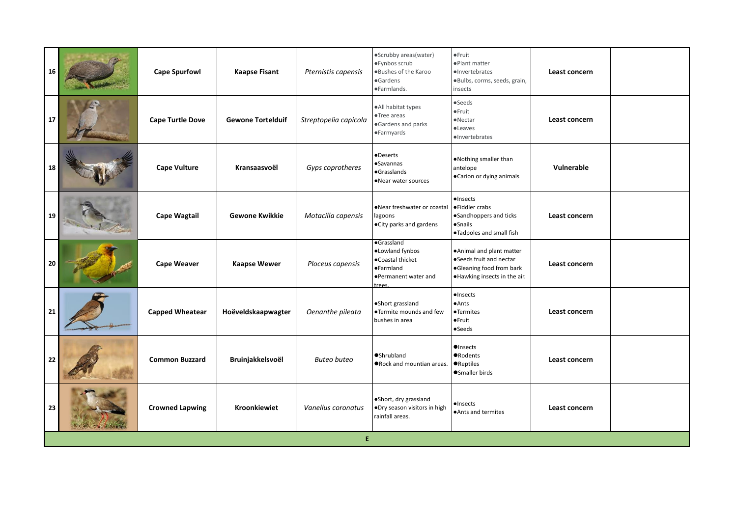| | | | | | | | | |
|---|---|---|---|---|---|---|---|---|
| 16 | | **Cape Spurfowl** | **Kaapse Fisant** | *Pternistis capensis* | •Scrubby areas(water)<br>•Fynbos scrub<br>•Bushes of the Karoo<br>•Gardens<br>•Farmlands. | •Fruit<br>•Plant matter<br>•Invertebrates<br>•Bulbs, corms, seeds, grain, insects | **Least concern** | |
| 17 | | **Cape Turtle Dove** | **Gewone Tortelduif** | *Streptopelia capicola* | •All habitat types<br>•Tree areas<br>•Gardens and parks<br>•Farmyards | •Seeds<br>•Fruit<br>•Nectar<br>•Leaves<br>•Invertebrates | **Least concern** | |
| 18 | | **Cape Vulture** | **Kransaasvoël** | *Gyps coprotheres* | •Deserts<br>•Savannas<br>•Grasslands<br>•Near water sources | •Nothing smaller than antelope<br>•Carion or dying animals | **Vulnerable** | |
| 19 | | **Cape Wagtail** | **Gewone Kwikkie** | *Motacilla capensis* | •Near freshwater or coastal lagoons<br>•City parks and gardens | •Insects<br>•Fiddler crabs<br>•Sandhoppers and ticks<br>•Snails<br>•Tadpoles and small fish | **Least concern** | |
| 20 | | **Cape Weaver** | **Kaapse Wewer** | *Ploceus capensis* | •Grassland<br>•Lowland fynbos<br>•Coastal thicket<br>•Farmland<br>•Permanent water and trees. | •Animal and plant matter<br>•Seeds fruit and nectar<br>•Gleaning food from bark<br>•Hawking insects in the air. | **Least concern** | |
| 21 | | **Capped Wheatear** | **Hoëveldskaapwagter** | *Oenanthe pileata* | •Short grassland<br>•Termite mounds and few bushes in area | •Insects<br>•Ants<br>•Termites<br>•Fruit<br>•Seeds | **Least concern** | |
| 22 | | **Common Buzzard** | **Bruinjakkelsvoël** | *Buteo buteo* | •Shrubland<br>•Rock and mountian areas. | •Insects<br>•Rodents<br>•Reptiles<br>•Smaller birds | **Least concern** | |
| 23 | | **Crowned Lapwing** | **Kroonkiewiet** | *Vanellus coronatus* | •Short, dry grassland<br>•Dry season visitors in high rainfall areas. | •Insects<br>•Ants and termites | **Least concern** | |

**E**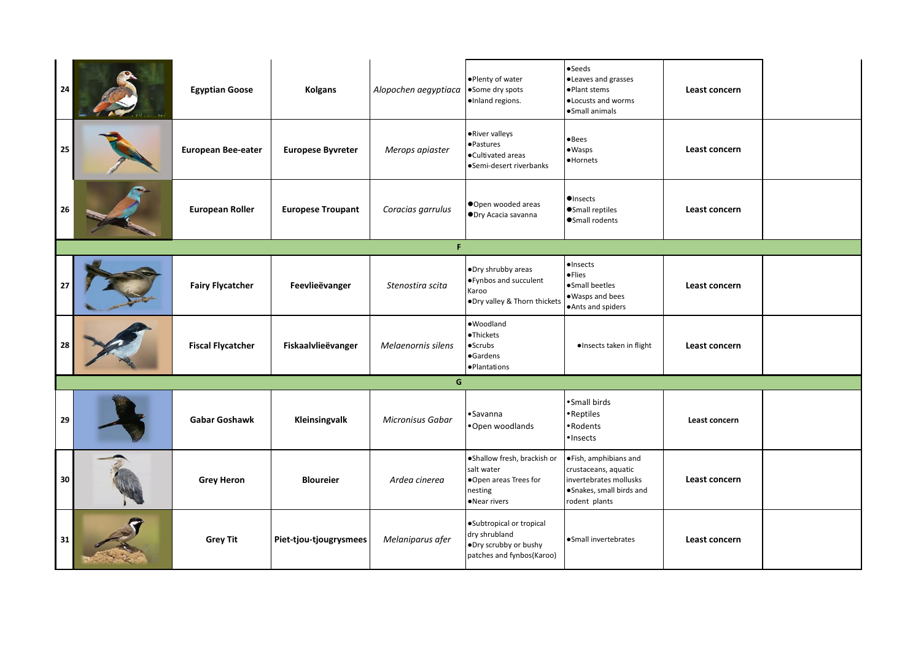| | | | | | | | | |
|---|---|---|---|---|---|---|---|---|
| 24 | | **Egyptian Goose** | **Kolgans** | *Alopochen aegyptiaca* | •Plenty of water<br>•Some dry spots<br>•Inland regions. | •Seeds<br>•Leaves and grasses<br>•Plant stems<br>•Locusts and worms<br>•Small animals | **Least concern** | |
| 25 | | **European Bee-eater** | **Europese Byvreter** | *Merops apiaster* | •River valleys<br>•Pastures<br>•Cultivated areas<br>•Semi-desert riverbanks | •Bees<br>•Wasps<br>•Hornets | **Least concern** | |
| 26 | | **European Roller** | **Europese Troupant** | *Coracias garrulus* | •Open wooded areas<br>•Dry Acacia savanna | •Insects<br>•Small reptiles<br>•Small rodents | **Least concern** | |
| | | | | **F** | | | | |
| 27 | | **Fairy Flycatcher** | **Feevlieëvanger** | *Stenostira scita* | •Dry shrubby areas<br>•Fynbos and succulent Karoo<br>•Dry valley & Thorn thickets | •Insects<br>•Flies<br>•Small beetles<br>•Wasps and bees<br>•Ants and spiders | **Least concern** | |
| 28 | | **Fiscal Flycatcher** | **Fiskaalvlieëvanger** | *Melaenornis silens* | •Woodland<br>•Thickets<br>•Scrubs<br>•Gardens<br>•Plantations | •Insects taken in flight | **Least concern** | |
| | | | | **G** | | | | |
| 29 | | **Gabar Goshawk** | **Kleinsingvalk** | *Micronisus Gabar* | •Savanna<br>•Open woodlands | •Small birds<br>•Reptiles<br>•Rodents<br>•Insects | **Least concern** | |
| 30 | | **Grey Heron** | **Bloureier** | *Ardea cinerea* | •Shallow fresh, brackish or salt water<br>•Open areas Trees for nesting<br>•Near rivers | •Fish, amphibians and crustaceans, aquatic invertebrates mollusks<br>•Snakes, small birds and rodent plants | **Least concern** | |
| 31 | | **Grey Tit** | **Piet-tjou-tjougrysmees** | *Melaniparus afer* | •Subtropical or tropical dry shrubland<br>•Dry scrubby or bushy patches and fynbos(Karoo) | •Small invertebrates | **Least concern** | |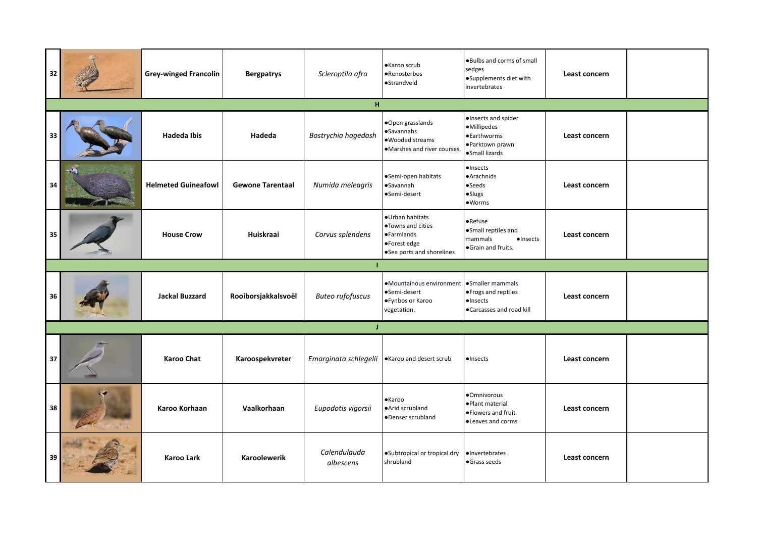| | | | | | | | | |
|---|---|---|---|---|---|---|---|---|
| 32 | | **Grey-winged Francolin** | **Bergpatrys** | *Scleroptila afra* | •Karoo scrub<br>•Renosterbos<br>•Strandveld | •Bulbs and corms of small sedges<br>•Supplements diet with invertebrates | **Least concern** | |
| | | | | **H** | | | | |
| 33 | | **Hadeda Ibis** | **Hadeda** | *Bostrychia hagedash* | •Open grasslands<br>•Savannahs<br>•Wooded streams<br>•Marshes and river courses. | •Insects and spider<br>•Millipedes<br>•Earthworms<br>•Parktown prawn<br>•Small lizards | **Least concern** | |
| 34 | | **Helmeted Guineafowl** | **Gewone Tarentaal** | *Numida meleagris* | •Semi-open habitats<br>•Savannah<br>•Semi-desert | •Insects<br>•Arachnids<br>•Seeds<br>•Slugs<br>•Worms | **Least concern** | |
| 35 | | **House Crow** | **Huiskraai** | *Corvus splendens* | •Urban habitats<br>•Towns and cities<br>•Farmlands<br>•Forest edge<br>•Sea ports and shorelines | •Refuse<br>•Small reptiles and mammals •Insects<br>•Grain and fruits. | **Least concern** | |
| | | | | **I** | | | | |
| 36 | | **Jackal Buzzard** | **Rooiborsjakkalsvoël** | *Buteo rufofuscus* | •Mountainous environment<br>•Semi-desert<br>•Fynbos or Karoo vegetation. | •Smaller mammals<br>•Frogs and reptiles<br>•Insects<br>•Carcasses and road kill | **Least concern** | |
| | | | | **J** | | | | |
| 37 | | **Karoo Chat** | **Karoospekvreter** | *Emarginata schlegelii* | •Karoo and desert scrub | •Insects | **Least concern** | |
| 38 | | **Karoo Korhaan** | **Vaalkorhaan** | *Eupodotis vigorsii* | •Karoo<br>•Arid scrubland<br>•Denser scrubland | •Omnivorous<br>•Plant material<br>•Flowers and fruit<br>•Leaves and corms | **Least concern** | |
| 39 | | **Karoo Lark** | **Karoolewerik** | *Calendulauda albescens* | •Subtropical or tropical dry shrubland | •Invertebrates<br>•Grass seeds | **Least concern** | |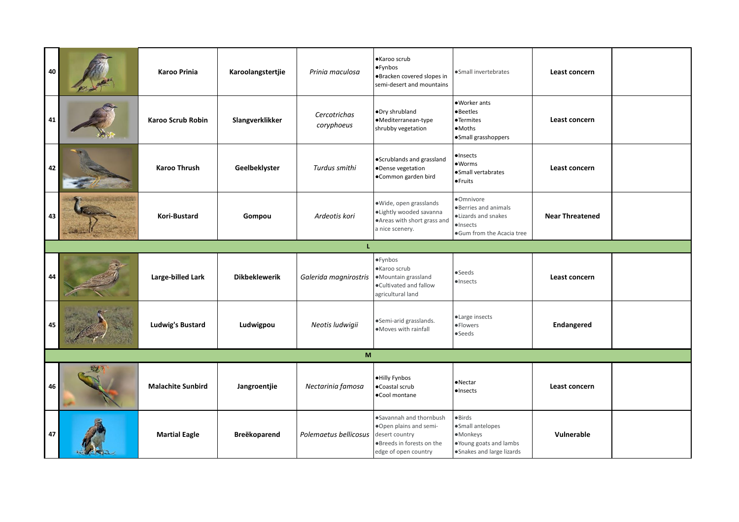| | | | | | | | | |
|---|---|---|---|---|---|---|---|---|
| 40 | | **Karoo Prinia** | **Karoolangstertjie** | *Prinia maculosa* | •Karoo scrub<br>•Fynbos<br>•Bracken covered slopes in semi-desert and mountains | •Small invertebrates | **Least concern** | |
| 41 | | **Karoo Scrub Robin** | **Slangverklikker** | *Cercotrichas coryphoeus* | •Dry shrubland<br>•Mediterranean-type shrubby vegetation | •Worker ants<br>•Beetles<br>•Termites<br>•Moths<br>•Small grasshoppers | **Least concern** | |
| 42 | | **Karoo Thrush** | **Geelbeklyster** | *Turdus smithi* | •Scrublands and grassland<br>•Dense vegetation<br>•Common garden bird | •Insects<br>•Worms<br>•Small vertabrates<br>•Fruits | **Least concern** | |
| 43 | | **Kori-Bustard** | **Gompou** | *Ardeotis kori* | •Wide, open grasslands<br>•Lightly wooded savanna<br>•Areas with short grass and a nice scenery. | •Omnivore<br>•Berries and animals<br>•Lizards and snakes<br>•Insects<br>•Gum from the Acacia tree | **Near Threatened** | |
| | | | | **L** | | | | |
| 44 | | **Large-billed Lark** | **Dikbeklewerik** | *Galerida magnirostris* | •Fynbos<br>•Karoo scrub<br>•Mountain grassland<br>•Cultivated and fallow agricultural land | •Seeds<br>•Insects | **Least concern** | |
| 45 | | **Ludwig's Bustard** | **Ludwigpou** | *Neotis ludwigii* | •Semi-arid grasslands.<br>•Moves with rainfall | •Large insects<br>•Flowers<br>•Seeds | **Endangered** | |
| | | | | **M** | | | | |
| 46 | | **Malachite Sunbird** | **Jangroentjie** | *Nectarinia famosa* | •Hilly Fynbos<br>•Coastal scrub<br>•Cool montane | •Nectar<br>•Insects | **Least concern** | |
| 47 | | **Martial Eagle** | **Breëkoparend** | *Polemaetus bellicosus* | •Savannah and thornbush<br>•Open plains and semi-desert country<br>•Breeds in forests on the edge of open country | •Birds<br>•Small antelopes<br>•Monkeys<br>•Young goats and lambs<br>•Snakes and large lizards | **Vulnerable** | |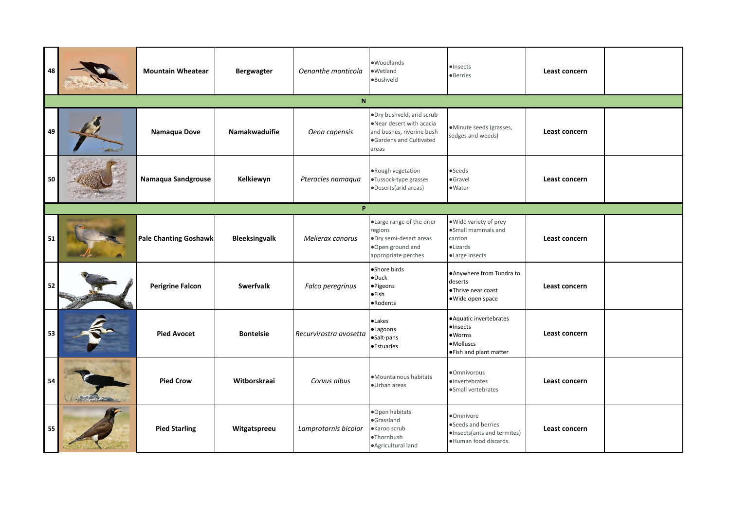| | | | | | | | | |
|---|---|---|---|---|---|---|---|---|
| 48 | | **Mountain Wheatear** | **Bergwagter** | *Oenanthe monticola* | •Woodlands<br>•Wetland<br>•Bushveld | •Insects<br>•Berries | **Least concern** | |
| | | | | **N** | | | | |
| 49 | | **Namaqua Dove** | **Namakwaduifie** | *Oena capensis* | •Dry bushveld, arid scrub<br>•Near desert with acacia and bushes, riverine bush<br>•Gardens and Cultivated areas | •Minute seeds (grasses, sedges and weeds) | **Least concern** | |
| 50 | | **Namaqua Sandgrouse** | **Kelkiewyn** | *Pterocles namaqua* | •Rough vegetation<br>•Tussock-type grasses<br>•Deserts(arid areas) | •Seeds<br>•Gravel<br>•Water | **Least concern** | |
| | | | | **P** | | | | |
| 51 | | **Pale Chanting Goshawk** | **Bleeksingvalk** | *Melierax canorus* | •Large range of the drier regions<br>•Dry semi-desert areas<br>•Open ground and appropriate perches | •Wide variety of prey<br>•Small mammals and carrion<br>•Lizards<br>•Large insects | **Least concern** | |
| 52 | | **Perigrine Falcon** | **Swerfvalk** | *Falco peregrinus* | •Shore birds<br>•Duck<br>•Pigeons<br>•Fish<br>•Rodents | •Anywhere from Tundra to deserts<br>•Thrive near coast<br>•Wide open space | **Least concern** | |
| 53 | | **Pied Avocet** | **Bontelsie** | *Recurvirostra avosetta* | •Lakes<br>•Lagoons<br>•Salt-pans<br>•Estuaries | •Aquatic invertebrates<br>•Insects<br>•Worms<br>•Molluscs<br>•Fish and plant matter | **Least concern** | |
| 54 | | **Pied Crow** | **Witborskraai** | *Corvus albus* | •Mountainous habitats<br>•Urban areas | •Omnivorous<br>•Invertebrates<br>•Small vertebrates | **Least concern** | |
| 55 | | **Pied Starling** | **Witgatspreeu** | *Lamprotornis bicolor* | •Open habitats<br>•Grassland<br>•Karoo scrub<br>•Thornbush<br>•Agricultural land | •Omnivore<br>•Seeds and berries<br>•Insects(ants and termites)<br>•Human food discards. | **Least concern** | |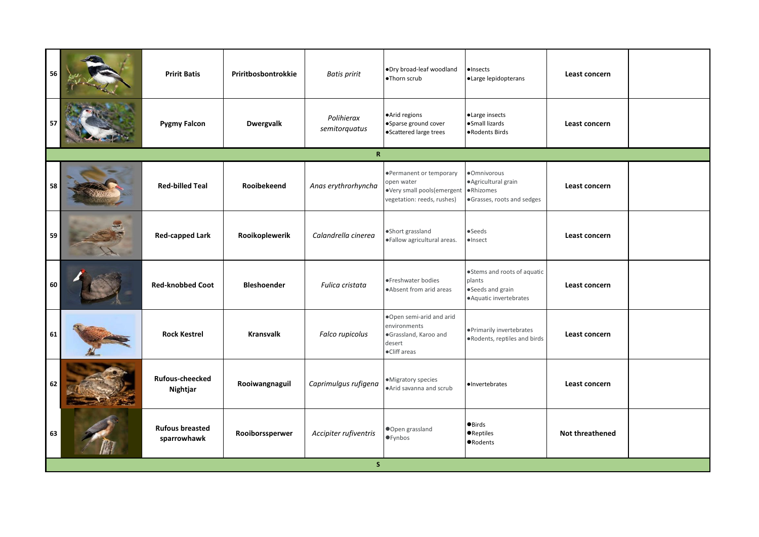| | | | | | | | | |
|---|---|---|---|---|---|---|---|---|
| 56 | | **Pririt Batis** | **Priritbosbontrokkie** | *Batis pririt* | •Dry broad-leaf woodland •Thorn scrub | •Insects •Large lepidopterans | **Least concern** | |
| 57 | | **Pygmy Falcon** | **Dwergvalk** | *Polihierax semitorquatus* | •Arid regions •Sparse ground cover •Scattered large trees | •Large insects •Small lizards •Rodents Birds | **Least concern** | |
| | | | | **R** | | | | |
| 58 | | **Red-billed Teal** | **Rooibekeend** | *Anas erythrorhyncha* | •Permanent or temporary open water •Very small pools(emergent vegetation: reeds, rushes) | •Omnivorous •Agricultural grain •Rhizomes •Grasses, roots and sedges | **Least concern** | |
| 59 | | **Red-capped Lark** | **Rooikoplewerik** | *Calandrella cinerea* | •Short grassland •Fallow agricultural areas. | •Seeds •Insect | **Least concern** | |
| 60 | | **Red-knobbed Coot** | **Bleshoender** | *Fulica cristata* | •Freshwater bodies •Absent from arid areas | •Stems and roots of aquatic plants •Seeds and grain •Aquatic invertebrates | **Least concern** | |
| 61 | | **Rock Kestrel** | **Kransvalk** | *Falco rupicolus* | •Open semi-arid and arid environments •Grassland, Karoo and desert •Cliff areas | •Primarily invertebrates •Rodents, reptiles and birds | **Least concern** | |
| 62 | | **Rufous-cheecked Nightjar** | **Rooiwangnaguil** | *Caprimulgus rufigena* | •Migratory species •Arid savanna and scrub | •Invertebrates | **Least concern** | |
| 63 | | **Rufous breasted sparrowhawk** | **Rooiborssperwer** | *Accipiter rufiventris* | •Open grassland •Fynbos | •Birds •Reptiles •Rodents | **Not threathened** | |
| | | | | **S** | | | | |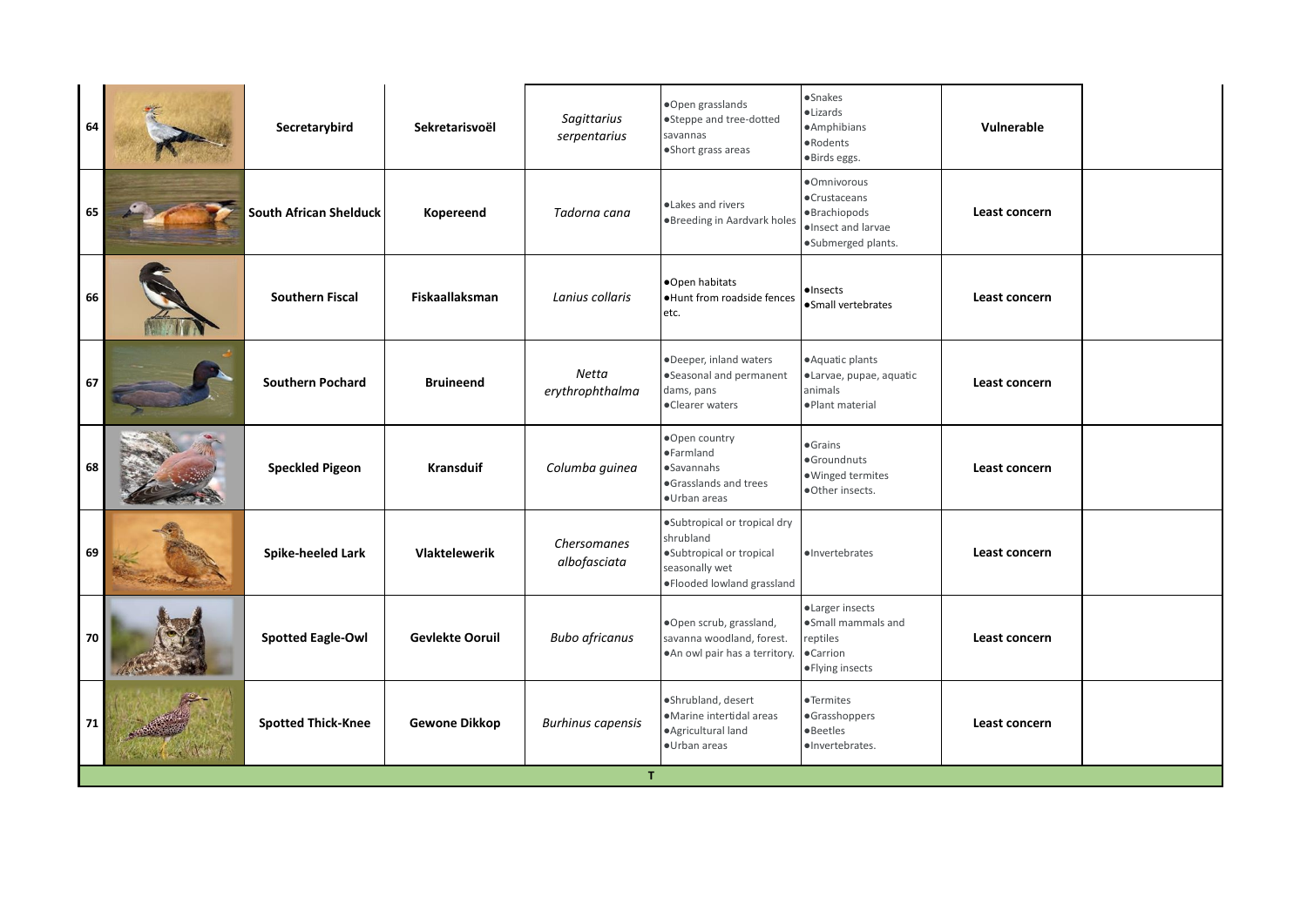| | | | | | | | | |
|---|---|---|---|---|---|---|---|---|
| 64 | | **Secretarybird** | **Sekretarisvoël** | *Sagittarius serpentarius* | •Open grasslands •Steppe and tree-dotted savannas •Short grass areas | •Snakes •Lizards •Amphibians •Rodents •Birds eggs. | **Vulnerable** | |
| 65 | | **South African Shelduck** | **Kopereend** | *Tadorna cana* | •Lakes and rivers •Breeding in Aardvark holes | •Omnivorous •Crustaceans •Brachiopods •Insect and larvae •Submerged plants. | **Least concern** | |
| 66 | | **Southern Fiscal** | **Fiskaallaksman** | *Lanius collaris* | •Open habitats •Hunt from roadside fences etc. | •Insects •Small vertebrates | **Least concern** | |
| 67 | | **Southern Pochard** | **Bruineend** | *Netta erythrophthalma* | •Deeper, inland waters •Seasonal and permanent dams, pans •Clearer waters | •Aquatic plants •Larvae, pupae, aquatic animals •Plant material | **Least concern** | |
| 68 | | **Speckled Pigeon** | **Kransduif** | *Columba guinea* | •Open country •Farmland •Savannahs •Grasslands and trees •Urban areas | •Grains •Groundnuts •Winged termites •Other insects. | **Least concern** | |
| 69 | | **Spike-heeled Lark** | **Vlaktelewerik** | *Chersomanes albofasciata* | •Subtropical or tropical dry shrubland •Subtropical or tropical seasonally wet •Flooded lowland grassland | •Invertebrates | **Least concern** | |
| 70 | | **Spotted Eagle-Owl** | **Gevlekte Ooruil** | *Bubo africanus* | •Open scrub, grassland, savanna woodland, forest. •An owl pair has a territory. | •Larger insects •Small mammals and reptiles •Carrion •Flying insects | **Least concern** | |
| 71 | | **Spotted Thick-Knee** | **Gewone Dikkop** | *Burhinus capensis* | •Shrubland, desert •Marine intertidal areas •Agricultural land •Urban areas | •Termites •Grasshoppers •Beetles •Invertebrates. | **Least concern** | |
| | | | | **T** | | | | |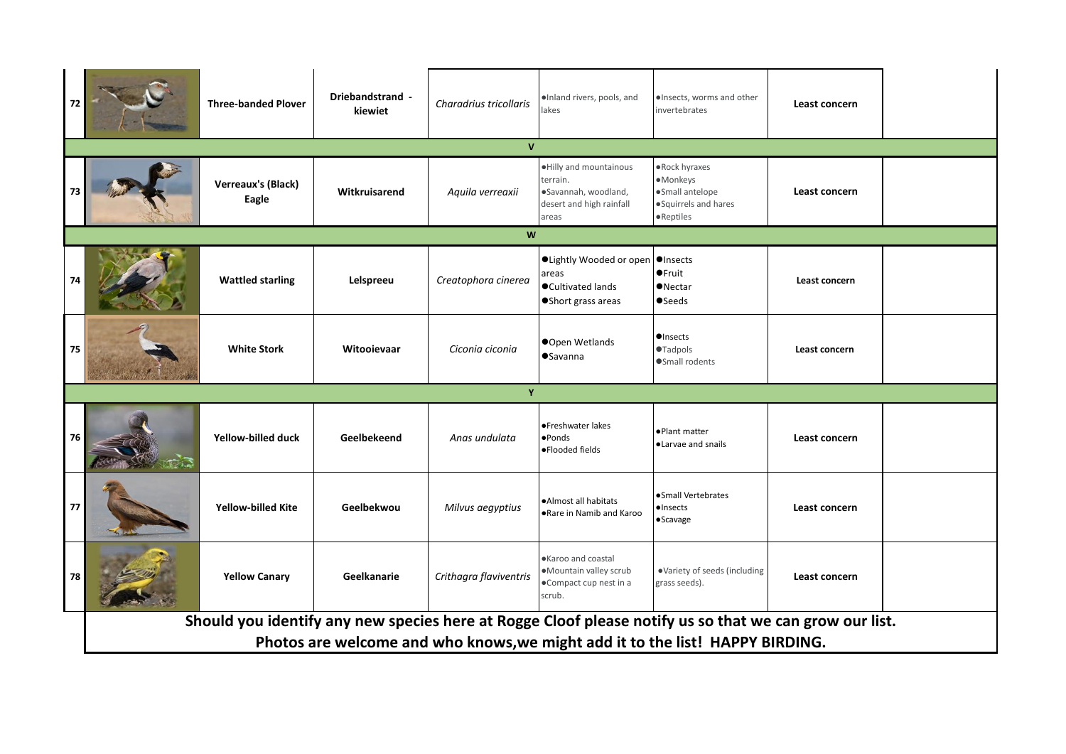| | | | | | | | | |
|---|---|---|---|---|---|---|---|---|
| 72 | | **Three-banded Plover** | **Driebandstrand - kiewiet** | *Charadrius tricollaris* | •Inland rivers, pools, and lakes | •Insects, worms and other invertebrates | **Least concern** | |
| | | | | **V** | | | | |
| 73 | | **Verreaux's (Black) Eagle** | **Witkruisarend** | *Aquila verreaxii* | •Hilly and mountainous terrain.<br>•Savannah, woodland, desert and high rainfall areas | •Rock hyraxes<br>•Monkeys<br>•Small antelope<br>•Squirrels and hares<br>•Reptiles | **Least concern** | |
| | | | | **W** | | | | |
| 74 | | **Wattled starling** | **Lelspreeu** | *Creatophora cinerea* | ●Lightly Wooded or open areas<br>●Cultivated lands<br>●Short grass areas | ●Insects<br>●Fruit<br>●Nectar<br>●Seeds | **Least concern** | |
| 75 | | **White Stork** | **Witooievaar** | *Ciconia ciconia* | ●Open Wetlands<br>●Savanna | ●Insects<br>●Tadpols<br>●Small rodents | **Least concern** | |
| | | | | **Y** | | | | |
| 76 | | **Yellow-billed duck** | **Geelbekeend** | *Anas undulata* | •Freshwater lakes<br>•Ponds<br>•Flooded fields | •Plant matter<br>•Larvae and snails | **Least concern** | |
| 77 | | **Yellow-billed Kite** | **Geelbekwou** | *Milvus aegyptius* | •Almost all habitats<br>•Rare in Namib and Karoo | •Small Vertebrates<br>•Insects<br>•Scavage | **Least concern** | |
| 78 | | **Yellow Canary** | **Geelkanarie** | *Crithagra flaviventris* | •Karoo and coastal<br>•Mountain valley scrub<br>•Compact cup nest in a scrub. | •Variety of seeds (including grass seeds). | **Least concern** | |

**Should you identify any new species here at Rogge Cloof please notify us so that we can grow our list. Photos are welcome and who knows,we might add it to the list! HAPPY BIRDING.**